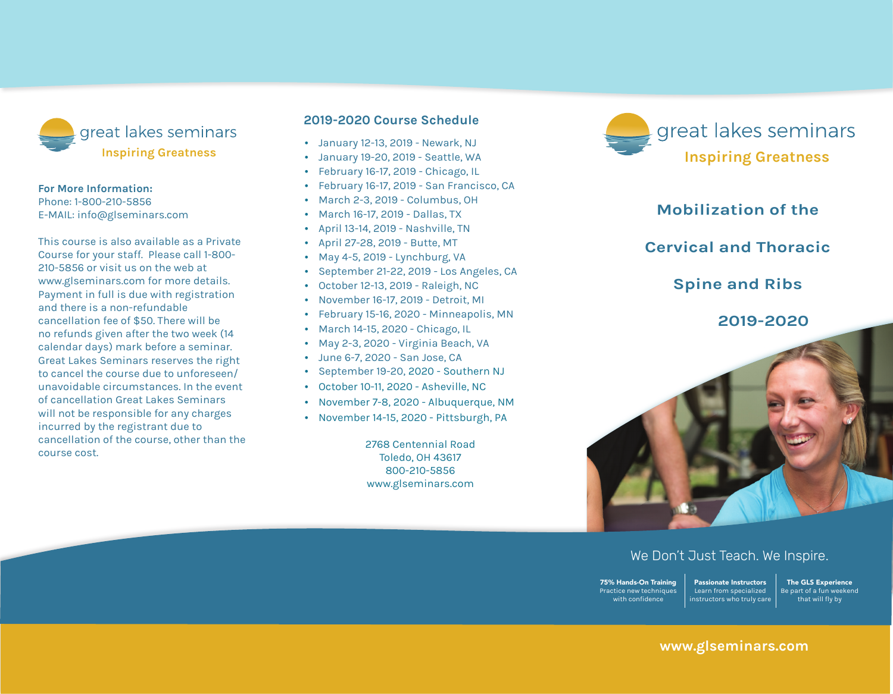great lakes seminars
**Inspiring Greatness**

**For More Information:**
Phone: 1-800-210-5856
E-MAIL: info@glseminars.com

This course is also available as a Private Course for your staff. Please call 1-800-210-5856 or visit us on the web at www.glseminars.com for more details. Payment in full is due with registration and there is a non-refundable cancellation fee of $50. There will be no refunds given after the two week (14 calendar days) mark before a seminar. Great Lakes Seminars reserves the right to cancel the course due to unforeseen/unavoidable circumstances. In the event of cancellation Great Lakes Seminars will not be responsible for any charges incurred by the registrant due to cancellation of the course, other than the course cost.

## 2019-2020 Course Schedule

- January 12-13, 2019 - Newark, NJ
- January 19-20, 2019 - Seattle, WA
- February 16-17, 2019 - Chicago, IL
- February 16-17, 2019 - San Francisco, CA
- March 2-3, 2019 - Columbus, OH
- March 16-17, 2019 - Dallas, TX
- April 13-14, 2019 - Nashville, TN
- April 27-28, 2019 - Butte, MT
- May 4-5, 2019 - Lynchburg, VA
- September 21-22, 2019 - Los Angeles, CA
- October 12-13, 2019 - Raleigh, NC
- November 16-17, 2019 - Detroit, MI
- February 15-16, 2020 - Minneapolis, MN
- March 14-15, 2020 - Chicago, IL
- May 2-3, 2020 - Virginia Beach, VA
- June 6-7, 2020 - San Jose, CA
- September 19-20, 2020 - Southern NJ
- October 10-11, 2020 - Asheville, NC
- November 7-8, 2020 - Albuquerque, NM
- November 14-15, 2020 - Pittsburgh, PA

2768 Centennial Road
Toledo, OH 43617
800-210-5856
www.glseminars.com

great lakes seminars
**Inspiring Greatness**

# Mobilization of the Cervical and Thoracic Spine and Ribs 2019-2020

We Don't Just Teach. We Inspire.

**75% Hands-On Training**
Practice new techniques with confidence

**Passionate Instructors**
Learn from specialized instructors who truly care

**The GLS Experience**
Be part of a fun weekend that will fly by

**www.glseminars.com**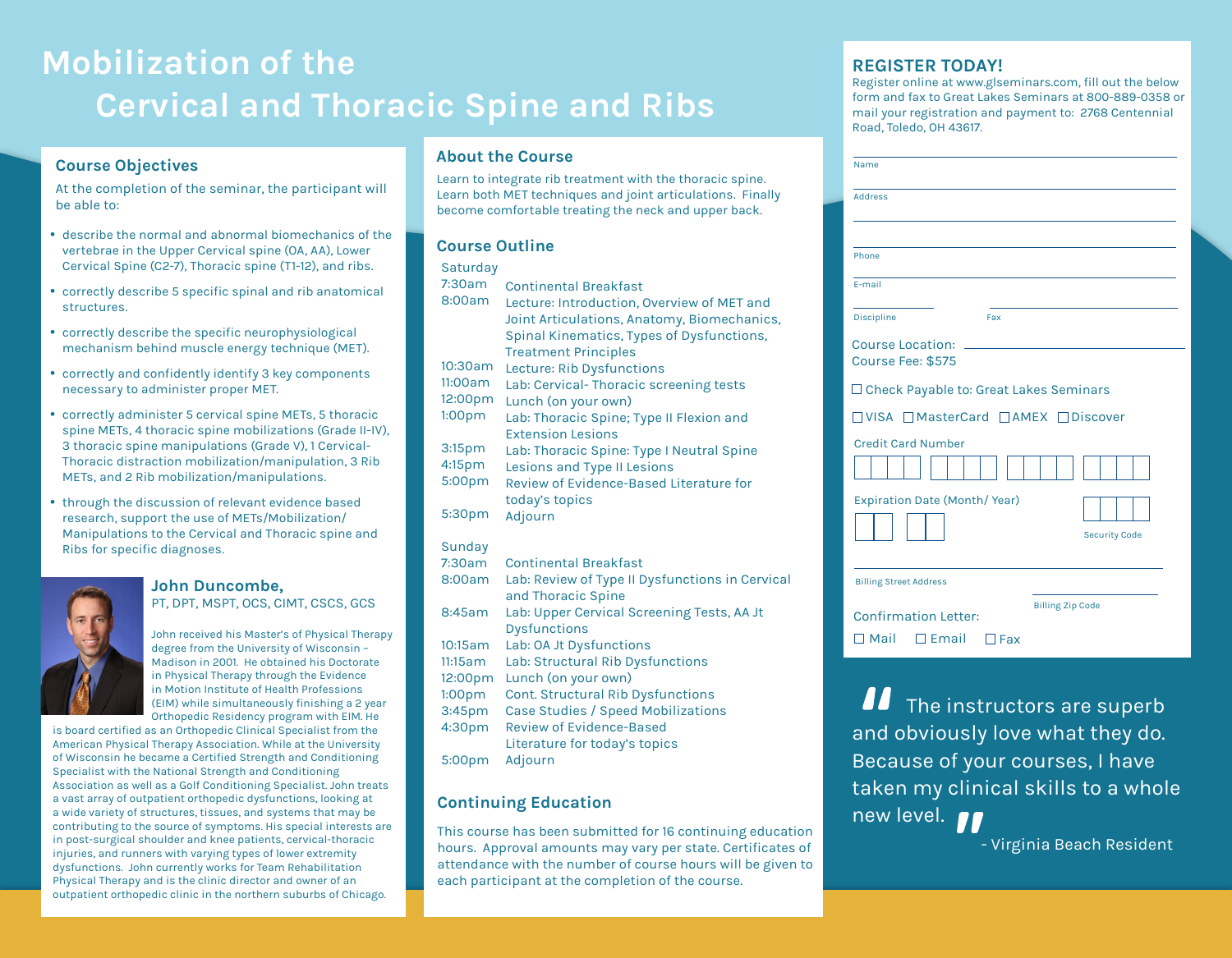# Mobilization of the Cervical and Thoracic Spine and Ribs

## Course Objectives

At the completion of the seminar, the participant will be able to:

- describe the normal and abnormal biomechanics of the vertebrae in the Upper Cervical spine (OA, AA), Lower Cervical Spine (C2-7), Thoracic spine (T1-12), and ribs.
- correctly describe 5 specific spinal and rib anatomical structures.
- correctly describe the specific neurophysiological mechanism behind muscle energy technique (MET).
- correctly and confidently identify 3 key components necessary to administer proper MET.
- correctly administer 5 cervical spine METs, 5 thoracic spine METs, 4 thoracic spine mobilizations (Grade II-IV), 3 thoracic spine manipulations (Grade V), 1 Cervical-Thoracic distraction mobilization/manipulation, 3 Rib METs, and 2 Rib mobilization/manipulations.
- through the discussion of relevant evidence based research, support the use of METs/Mobilization/ Manipulations to the Cervical and Thoracic spine and Ribs for specific diagnoses.

### John Duncombe,

PT, DPT, MSPT, OCS, CIMT, CSCS, GCS

John received his Master's of Physical Therapy degree from the University of Wisconsin – Madison in 2001. He obtained his Doctorate in Physical Therapy through the Evidence in Motion Institute of Health Professions (EIM) while simultaneously finishing a 2 year Orthopedic Residency program with EIM. He is board certified as an Orthopedic Clinical Specialist from the American Physical Therapy Association. While at the University of Wisconsin he became a Certified Strength and Conditioning Specialist with the National Strength and Conditioning Association as well as a Golf Conditioning Specialist. John treats a vast array of outpatient orthopedic dysfunctions, looking at a wide variety of structures, tissues, and systems that may be contributing to the source of symptoms. His special interests are in post-surgical shoulder and knee patients, cervical-thoracic injuries, and runners with varying types of lower extremity dysfunctions. John currently works for Team Rehabilitation Physical Therapy and is the clinic director and owner of an outpatient orthopedic clinic in the northern suburbs of Chicago.

## About the Course

Learn to integrate rib treatment with the thoracic spine. Learn both MET techniques and joint articulations. Finally become comfortable treating the neck and upper back.

## Course Outline

**Saturday**

| | |
|---|---|
| 7:30am | Continental Breakfast |
| 8:00am | Lecture: Introduction, Overview of MET and Joint Articulations, Anatomy, Biomechanics, Spinal Kinematics, Types of Dysfunctions, Treatment Principles |
| 10:30am | Lecture: Rib Dysfunctions |
| 11:00am | Lab: Cervical- Thoracic screening tests |
| 12:00pm | Lunch (on your own) |
| 1:00pm | Lab: Thoracic Spine; Type II Flexion and Extension Lesions |
| 3:15pm | Lab: Thoracic Spine: Type I Neutral Spine |
| 4:15pm | Lesions and Type II Lesions |
| 5:00pm | Review of Evidence-Based Literature for today's topics |
| 5:30pm | Adjourn |

**Sunday**

| | |
|---|---|
| 7:30am | Continental Breakfast |
| 8:00am | Lab: Review of Type II Dysfunctions in Cervical and Thoracic Spine |
| 8:45am | Lab: Upper Cervical Screening Tests, AA Jt Dysfunctions |
| 10:15am | Lab: OA Jt Dysfunctions |
| 11:15am | Lab: Structural Rib Dysfunctions |
| 12:00pm | Lunch (on your own) |
| 1:00pm | Cont. Structural Rib Dysfunctions |
| 3:45pm | Case Studies / Speed Mobilizations |
| 4:30pm | Review of Evidence-Based Literature for today's topics |
| 5:00pm | Adjourn |

## Continuing Education

This course has been submitted for 16 continuing education hours. Approval amounts may vary per state. Certificates of attendance with the number of course hours will be given to each participant at the completion of the course.

## REGISTER TODAY!

Register online at www.glseminars.com, fill out the below form and fax to Great Lakes Seminars at 800-889-0358 or mail your registration and payment to: 2768 Centennial Road, Toledo, OH 43617.

Name

Address

Phone

E-mail

Discipline Fax

Course Location:

Course Fee: $575

☐ Check Payable to: Great Lakes Seminars

☐ VISA ☐ MasterCard ☐ AMEX ☐ Discover

Credit Card Number

Expiration Date (Month/ Year)

Security Code

Billing Street Address

Billing Zip Code

Confirmation Letter:

☐ Mail ☐ Email ☐ Fax

> "The instructors are superb and obviously love what they do. Because of your courses, I have taken my clinical skills to a whole new level."
>
> \- Virginia Beach Resident